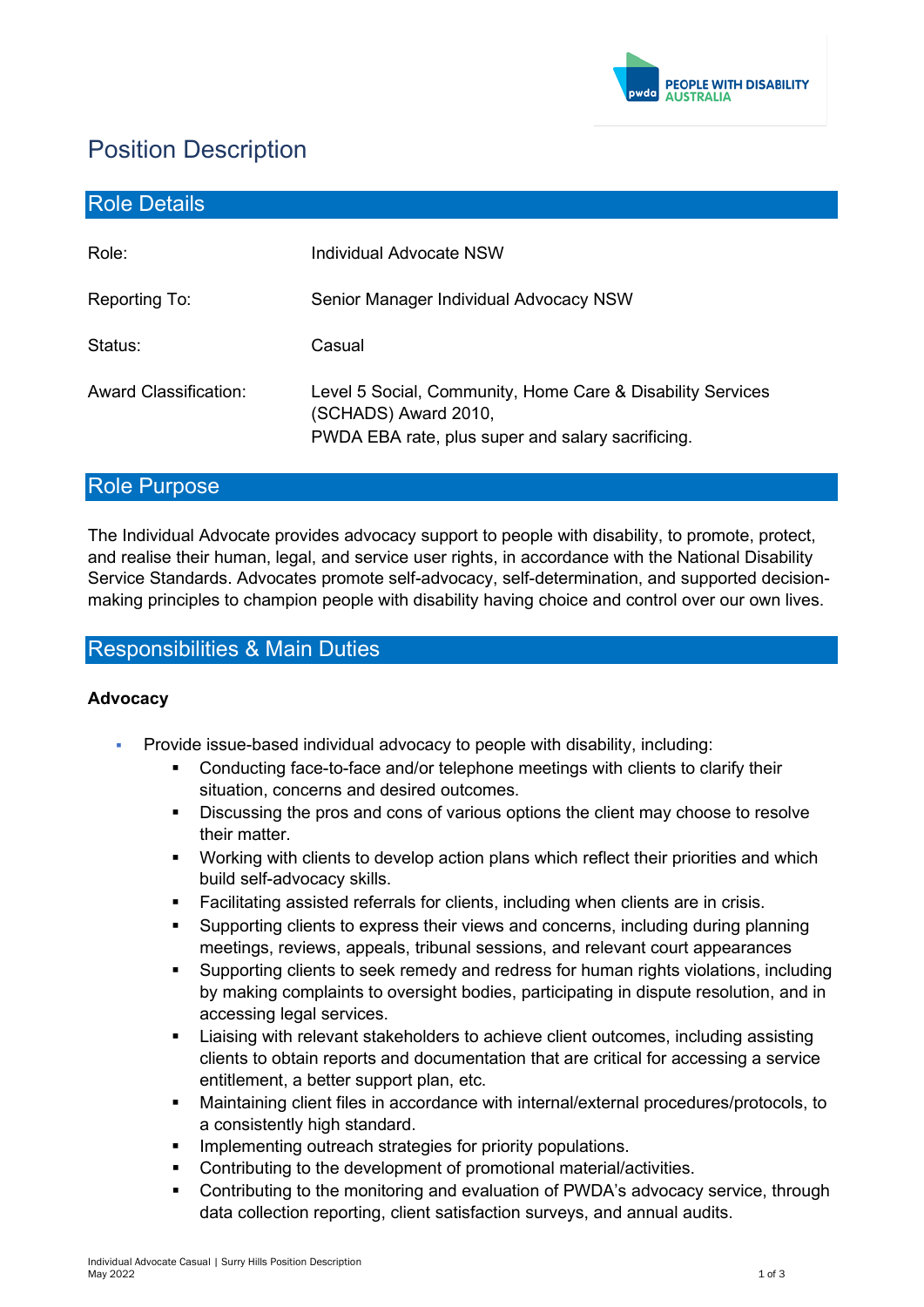# Position Description

## Role Details

| | |
|---|---|
| Role: | Individual Advocate NSW |
| Reporting To: | Senior Manager Individual Advocacy NSW |
| Status: | Casual |
| Award Classification: | Level 5 Social, Community, Home Care & Disability Services (SCHADS) Award 2010, PWDA EBA rate, plus super and salary sacrificing. |

## Role Purpose

The Individual Advocate provides advocacy support to people with disability, to promote, protect, and realise their human, legal, and service user rights, in accordance with the National Disability Service Standards. Advocates promote self-advocacy, self-determination, and supported decision-making principles to champion people with disability having choice and control over our own lives.

## Responsibilities & Main Duties

### Advocacy

- Provide issue-based individual advocacy to people with disability, including:
  - Conducting face-to-face and/or telephone meetings with clients to clarify their situation, concerns and desired outcomes.
  - Discussing the pros and cons of various options the client may choose to resolve their matter.
  - Working with clients to develop action plans which reflect their priorities and which build self-advocacy skills.
  - Facilitating assisted referrals for clients, including when clients are in crisis.
  - Supporting clients to express their views and concerns, including during planning meetings, reviews, appeals, tribunal sessions, and relevant court appearances
  - Supporting clients to seek remedy and redress for human rights violations, including by making complaints to oversight bodies, participating in dispute resolution, and in accessing legal services.
  - Liaising with relevant stakeholders to achieve client outcomes, including assisting clients to obtain reports and documentation that are critical for accessing a service entitlement, a better support plan, etc.
  - Maintaining client files in accordance with internal/external procedures/protocols, to a consistently high standard.
  - Implementing outreach strategies for priority populations.
  - Contributing to the development of promotional material/activities.
  - Contributing to the monitoring and evaluation of PWDA's advocacy service, through data collection reporting, client satisfaction surveys, and annual audits.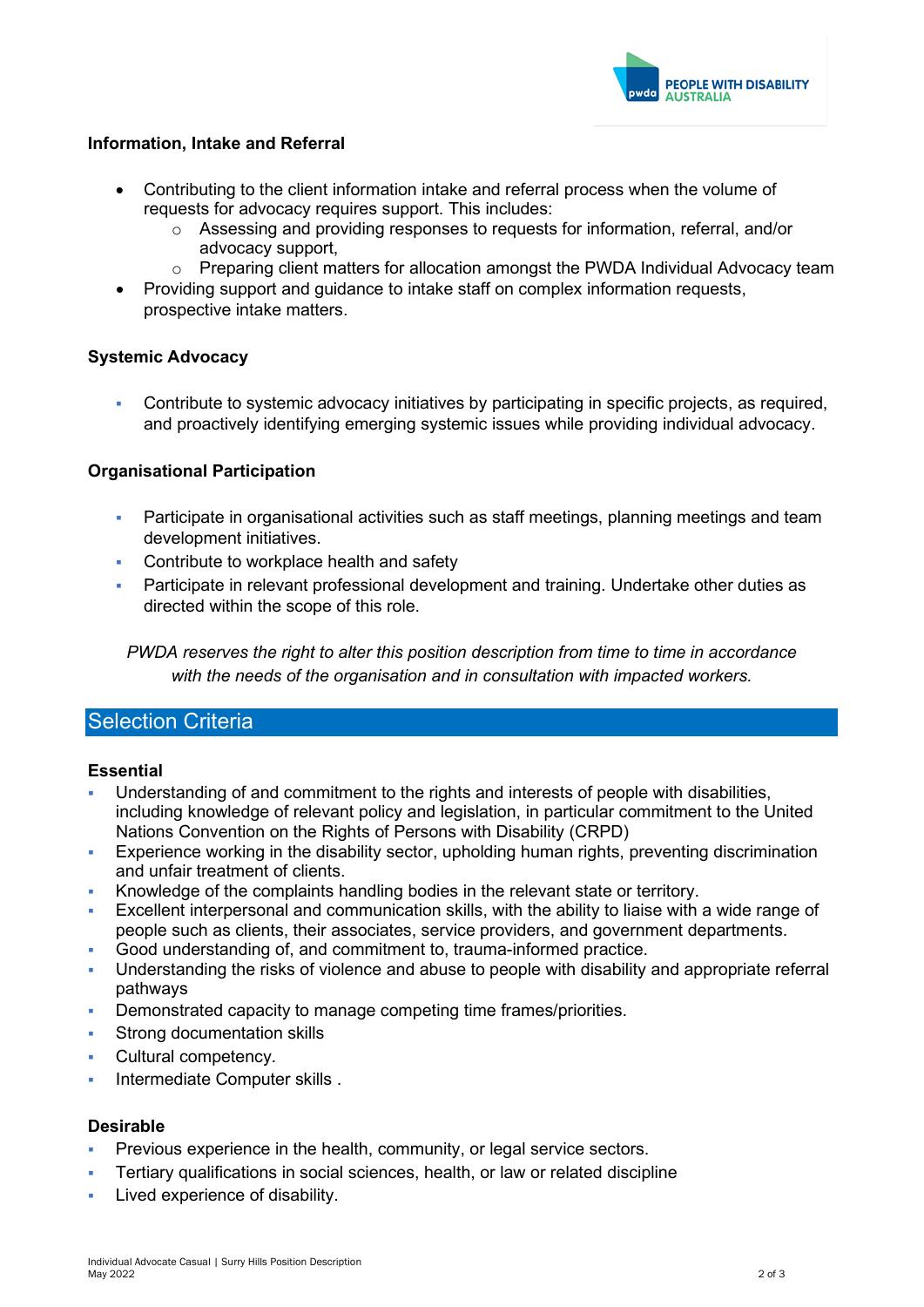### Information, Intake and Referral

- Contributing to the client information intake and referral process when the volume of requests for advocacy requires support. This includes:
  - Assessing and providing responses to requests for information, referral, and/or advocacy support,
  - Preparing client matters for allocation amongst the PWDA Individual Advocacy team
- Providing support and guidance to intake staff on complex information requests, prospective intake matters.

### Systemic Advocacy

- Contribute to systemic advocacy initiatives by participating in specific projects, as required, and proactively identifying emerging systemic issues while providing individual advocacy.

### Organisational Participation

- Participate in organisational activities such as staff meetings, planning meetings and team development initiatives.
- Contribute to workplace health and safety
- Participate in relevant professional development and training. Undertake other duties as directed within the scope of this role.

*PWDA reserves the right to alter this position description from time to time in accordance with the needs of the organisation and in consultation with impacted workers.*

## Selection Criteria

### Essential

- Understanding of and commitment to the rights and interests of people with disabilities, including knowledge of relevant policy and legislation, in particular commitment to the United Nations Convention on the Rights of Persons with Disability (CRPD)
- Experience working in the disability sector, upholding human rights, preventing discrimination and unfair treatment of clients.
- Knowledge of the complaints handling bodies in the relevant state or territory.
- Excellent interpersonal and communication skills, with the ability to liaise with a wide range of people such as clients, their associates, service providers, and government departments.
- Good understanding of, and commitment to, trauma-informed practice.
- Understanding the risks of violence and abuse to people with disability and appropriate referral pathways
- Demonstrated capacity to manage competing time frames/priorities.
- Strong documentation skills
- Cultural competency.
- Intermediate Computer skills .

### Desirable

- Previous experience in the health, community, or legal service sectors.
- Tertiary qualifications in social sciences, health, or law or related discipline
- Lived experience of disability.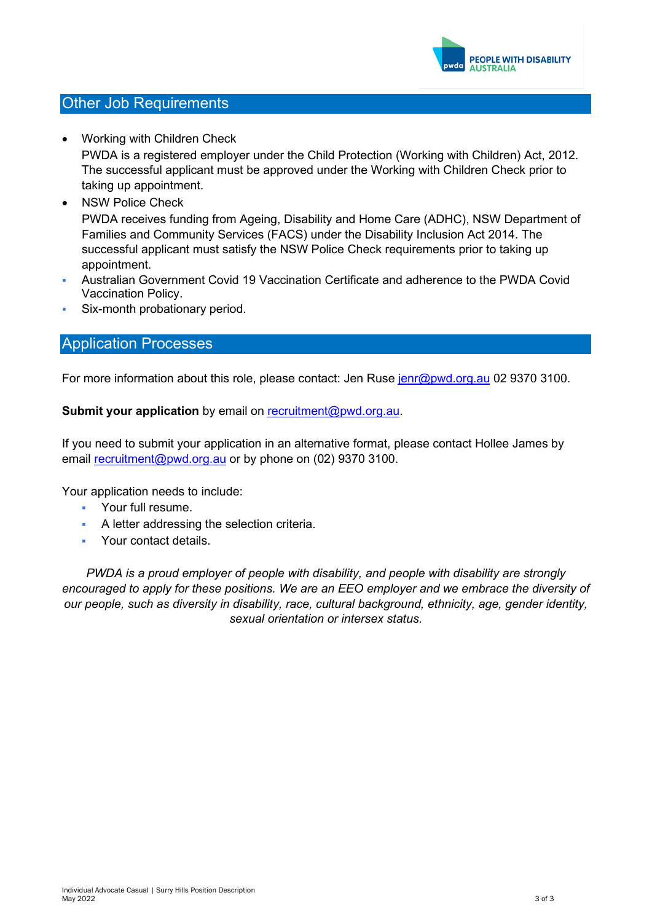## Other Job Requirements

- Working with Children Check
  PWDA is a registered employer under the Child Protection (Working with Children) Act, 2012. The successful applicant must be approved under the Working with Children Check prior to taking up appointment.
- NSW Police Check
  PWDA receives funding from Ageing, Disability and Home Care (ADHC), NSW Department of Families and Community Services (FACS) under the Disability Inclusion Act 2014. The successful applicant must satisfy the NSW Police Check requirements prior to taking up appointment.
- Australian Government Covid 19 Vaccination Certificate and adherence to the PWDA Covid Vaccination Policy.
- Six-month probationary period.

## Application Processes

For more information about this role, please contact: Jen Ruse jenr@pwd.org.au 02 9370 3100.

**Submit your application** by email on recruitment@pwd.org.au.

If you need to submit your application in an alternative format, please contact Hollee James by email recruitment@pwd.org.au or by phone on (02) 9370 3100.

Your application needs to include:

- Your full resume.
- A letter addressing the selection criteria.
- Your contact details.

*PWDA is a proud employer of people with disability, and people with disability are strongly encouraged to apply for these positions. We are an EEO employer and we embrace the diversity of our people, such as diversity in disability, race, cultural background, ethnicity, age, gender identity, sexual orientation or intersex status.*